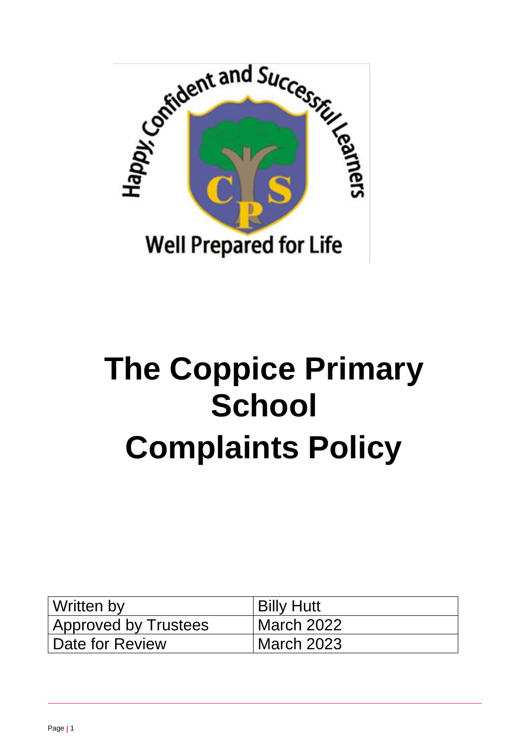# The Coppice Primary School
# Complaints Policy

| Written by | Billy Hutt |
| --- | --- |
| Approved by Trustees | March 2022 |
| Date for Review | March 2023 |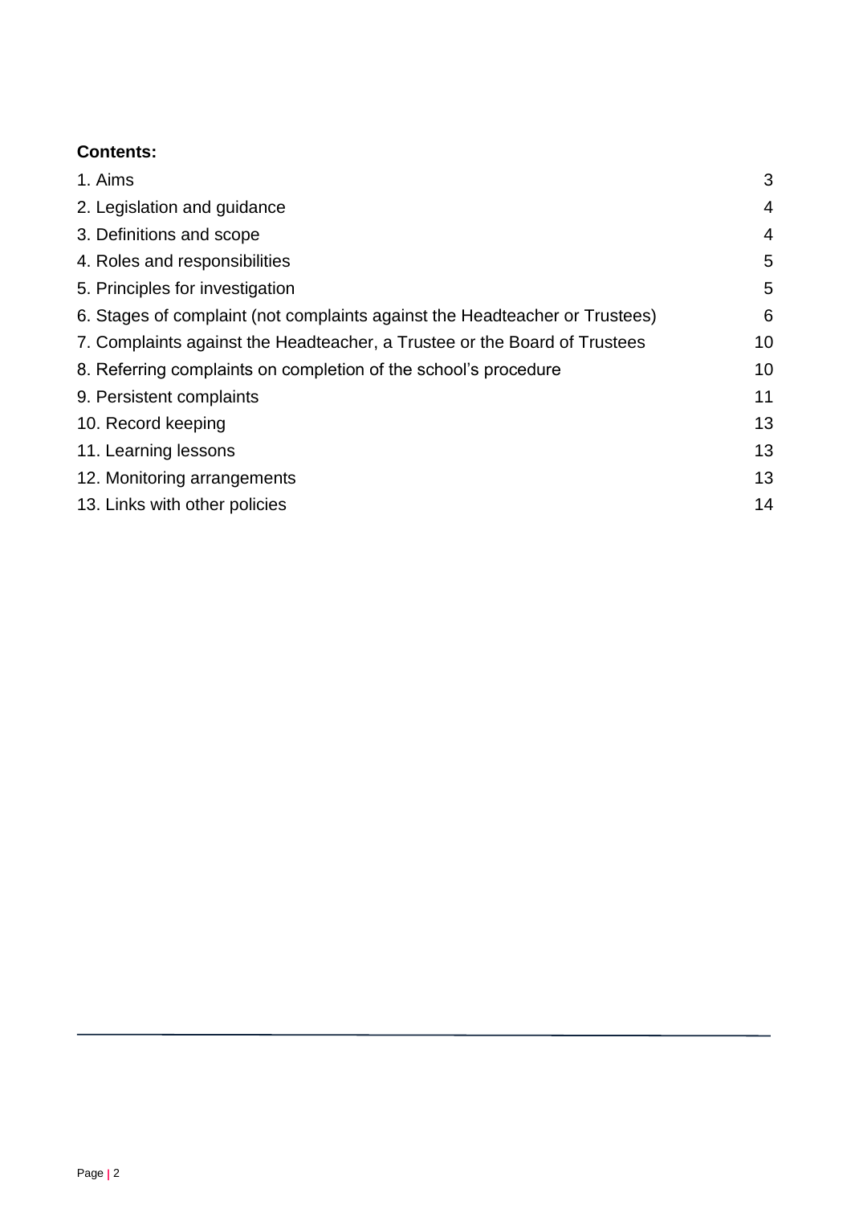**Contents:**

| | |
|---|---|
| 1. Aims | 3 |
| 2. Legislation and guidance | 4 |
| 3. Definitions and scope | 4 |
| 4. Roles and responsibilities | 5 |
| 5. Principles for investigation | 5 |
| 6. Stages of complaint (not complaints against the Headteacher or Trustees) | 6 |
| 7. Complaints against the Headteacher, a Trustee or the Board of Trustees | 10 |
| 8. Referring complaints on completion of the school's procedure | 10 |
| 9. Persistent complaints | 11 |
| 10. Record keeping | 13 |
| 11. Learning lessons | 13 |
| 12. Monitoring arrangements | 13 |
| 13. Links with other policies | 14 |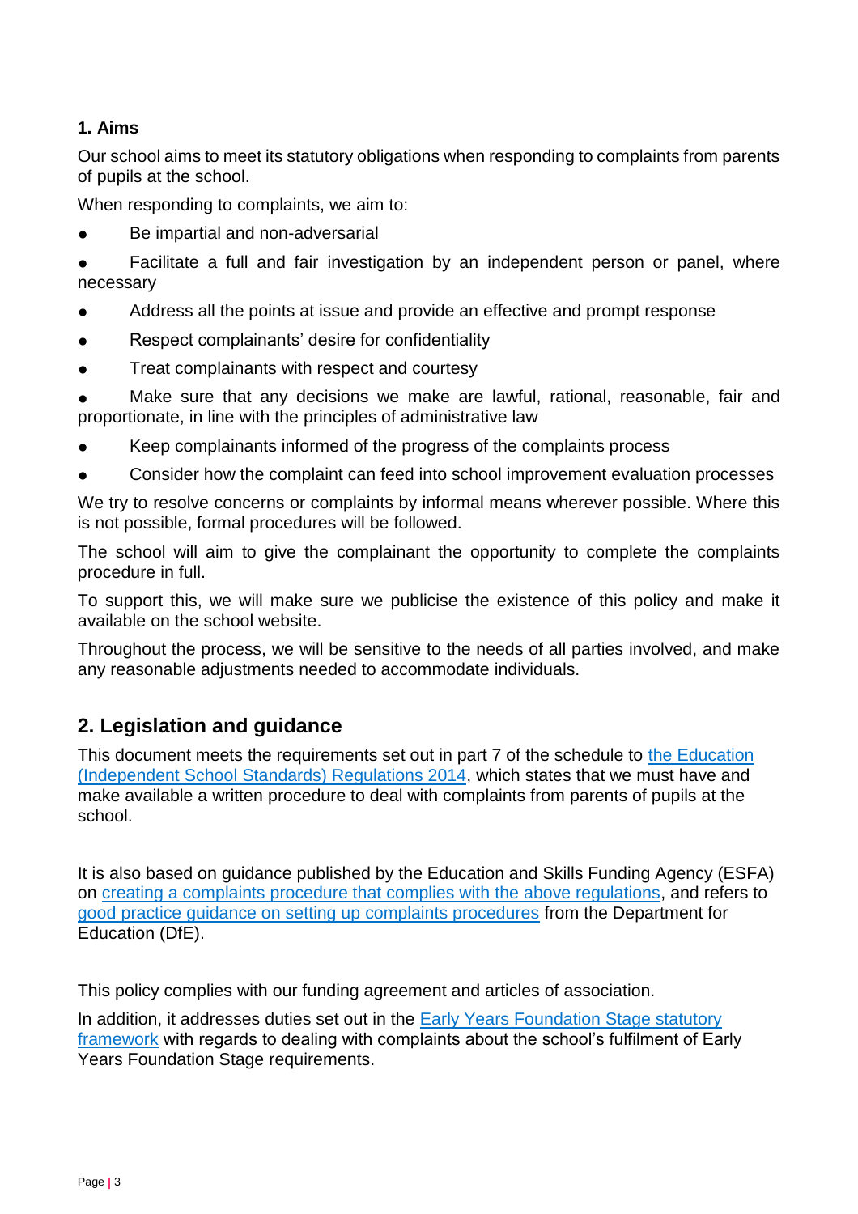### 1. Aims

Our school aims to meet its statutory obligations when responding to complaints from parents of pupils at the school.

When responding to complaints, we aim to:

- Be impartial and non-adversarial
- Facilitate a full and fair investigation by an independent person or panel, where necessary
- Address all the points at issue and provide an effective and prompt response
- Respect complainants' desire for confidentiality
- Treat complainants with respect and courtesy
- Make sure that any decisions we make are lawful, rational, reasonable, fair and proportionate, in line with the principles of administrative law
- Keep complainants informed of the progress of the complaints process
- Consider how the complaint can feed into school improvement evaluation processes

We try to resolve concerns or complaints by informal means wherever possible. Where this is not possible, formal procedures will be followed.

The school will aim to give the complainant the opportunity to complete the complaints procedure in full.

To support this, we will make sure we publicise the existence of this policy and make it available on the school website.

Throughout the process, we will be sensitive to the needs of all parties involved, and make any reasonable adjustments needed to accommodate individuals.

## 2. Legislation and guidance

This document meets the requirements set out in part 7 of the schedule to the Education (Independent School Standards) Regulations 2014, which states that we must have and make available a written procedure to deal with complaints from parents of pupils at the school.

It is also based on guidance published by the Education and Skills Funding Agency (ESFA) on creating a complaints procedure that complies with the above regulations, and refers to good practice guidance on setting up complaints procedures from the Department for Education (DfE).

This policy complies with our funding agreement and articles of association.

In addition, it addresses duties set out in the Early Years Foundation Stage statutory framework with regards to dealing with complaints about the school's fulfilment of Early Years Foundation Stage requirements.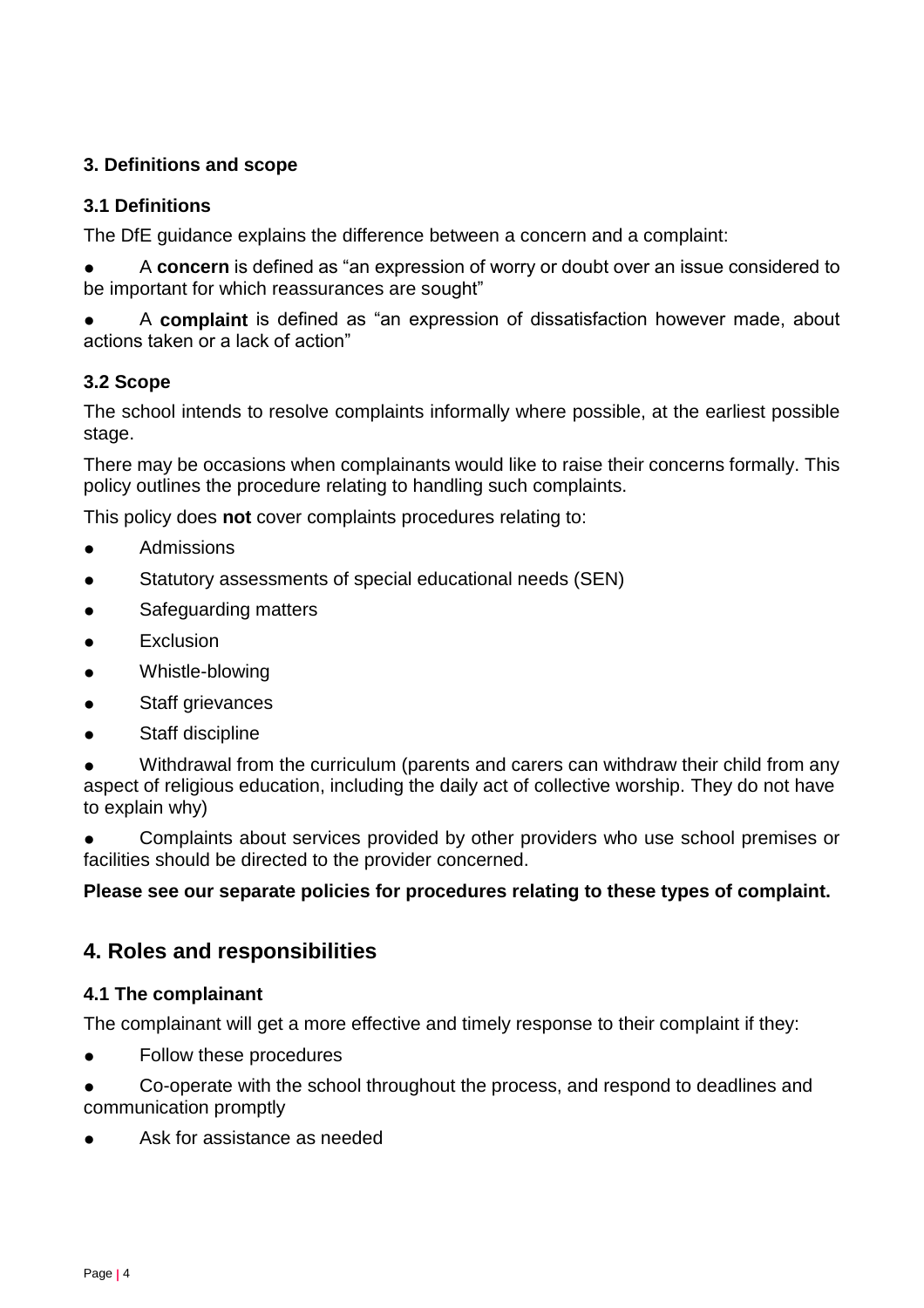### 3. Definitions and scope

#### 3.1 Definitions

The DfE guidance explains the difference between a concern and a complaint:

- A **concern** is defined as "an expression of worry or doubt over an issue considered to be important for which reassurances are sought"
- A **complaint** is defined as "an expression of dissatisfaction however made, about actions taken or a lack of action"

#### 3.2 Scope

The school intends to resolve complaints informally where possible, at the earliest possible stage.

There may be occasions when complainants would like to raise their concerns formally. This policy outlines the procedure relating to handling such complaints.

This policy does **not** cover complaints procedures relating to:

- Admissions
- Statutory assessments of special educational needs (SEN)
- Safeguarding matters
- Exclusion
- Whistle-blowing
- Staff grievances
- Staff discipline
- Withdrawal from the curriculum (parents and carers can withdraw their child from any aspect of religious education, including the daily act of collective worship. They do not have to explain why)
- Complaints about services provided by other providers who use school premises or facilities should be directed to the provider concerned.

**Please see our separate policies for procedures relating to these types of complaint.**

## 4. Roles and responsibilities

#### 4.1 The complainant

The complainant will get a more effective and timely response to their complaint if they:

- Follow these procedures
- Co-operate with the school throughout the process, and respond to deadlines and communication promptly
- Ask for assistance as needed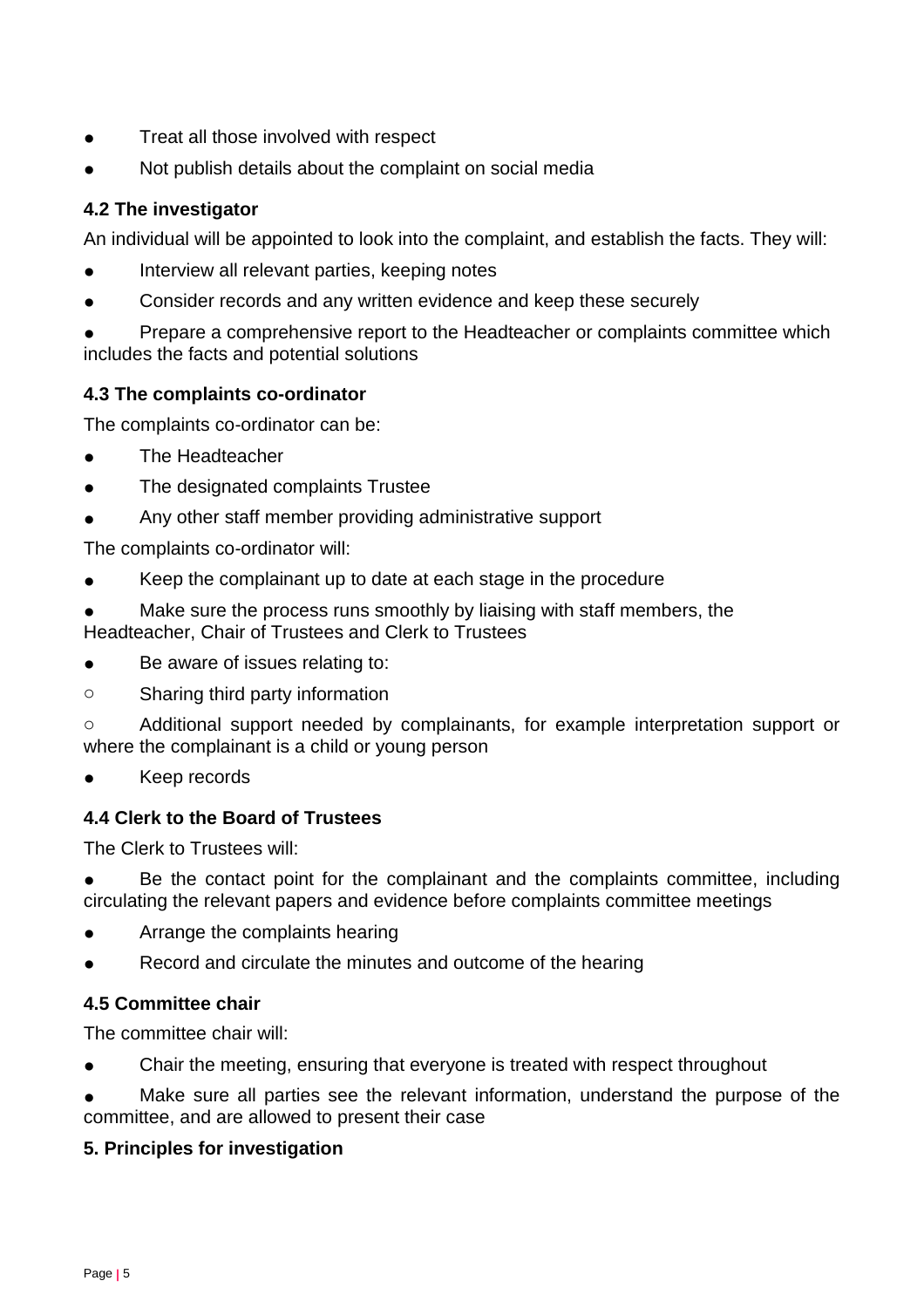- Treat all those involved with respect
- Not publish details about the complaint on social media

### 4.2 The investigator

An individual will be appointed to look into the complaint, and establish the facts. They will:

- Interview all relevant parties, keeping notes
- Consider records and any written evidence and keep these securely
- Prepare a comprehensive report to the Headteacher or complaints committee which includes the facts and potential solutions

### 4.3 The complaints co-ordinator

The complaints co-ordinator can be:

- The Headteacher
- The designated complaints Trustee
- Any other staff member providing administrative support

The complaints co-ordinator will:

- Keep the complainant up to date at each stage in the procedure
- Make sure the process runs smoothly by liaising with staff members, the Headteacher, Chair of Trustees and Clerk to Trustees
- Be aware of issues relating to:
  - Sharing third party information
  - Additional support needed by complainants, for example interpretation support or where the complainant is a child or young person
- Keep records

### 4.4 Clerk to the Board of Trustees

The Clerk to Trustees will:

- Be the contact point for the complainant and the complaints committee, including circulating the relevant papers and evidence before complaints committee meetings
- Arrange the complaints hearing
- Record and circulate the minutes and outcome of the hearing

### 4.5 Committee chair

The committee chair will:

- Chair the meeting, ensuring that everyone is treated with respect throughout
- Make sure all parties see the relevant information, understand the purpose of the committee, and are allowed to present their case

## 5. Principles for investigation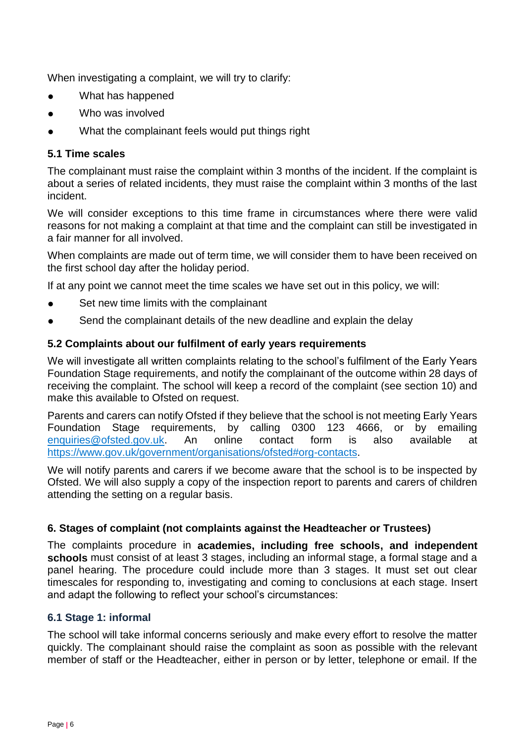When investigating a complaint, we will try to clarify:

- What has happened
- Who was involved
- What the complainant feels would put things right

### 5.1 Time scales

The complainant must raise the complaint within 3 months of the incident. If the complaint is about a series of related incidents, they must raise the complaint within 3 months of the last incident.

We will consider exceptions to this time frame in circumstances where there were valid reasons for not making a complaint at that time and the complaint can still be investigated in a fair manner for all involved.

When complaints are made out of term time, we will consider them to have been received on the first school day after the holiday period.

If at any point we cannot meet the time scales we have set out in this policy, we will:

- Set new time limits with the complainant
- Send the complainant details of the new deadline and explain the delay

### 5.2 Complaints about our fulfilment of early years requirements

We will investigate all written complaints relating to the school's fulfilment of the Early Years Foundation Stage requirements, and notify the complainant of the outcome within 28 days of receiving the complaint. The school will keep a record of the complaint (see section 10) and make this available to Ofsted on request.

Parents and carers can notify Ofsted if they believe that the school is not meeting Early Years Foundation Stage requirements, by calling 0300 123 4666, or by emailing enquiries@ofsted.gov.uk. An online contact form is also available at https://www.gov.uk/government/organisations/ofsted#org-contacts.

We will notify parents and carers if we become aware that the school is to be inspected by Ofsted. We will also supply a copy of the inspection report to parents and carers of children attending the setting on a regular basis.

## 6. Stages of complaint (not complaints against the Headteacher or Trustees)

The complaints procedure in **academies, including free schools, and independent schools** must consist of at least 3 stages, including an informal stage, a formal stage and a panel hearing. The procedure could include more than 3 stages. It must set out clear timescales for responding to, investigating and coming to conclusions at each stage. Insert and adapt the following to reflect your school's circumstances:

### 6.1 Stage 1: informal

The school will take informal concerns seriously and make every effort to resolve the matter quickly. The complainant should raise the complaint as soon as possible with the relevant member of staff or the Headteacher, either in person or by letter, telephone or email. If the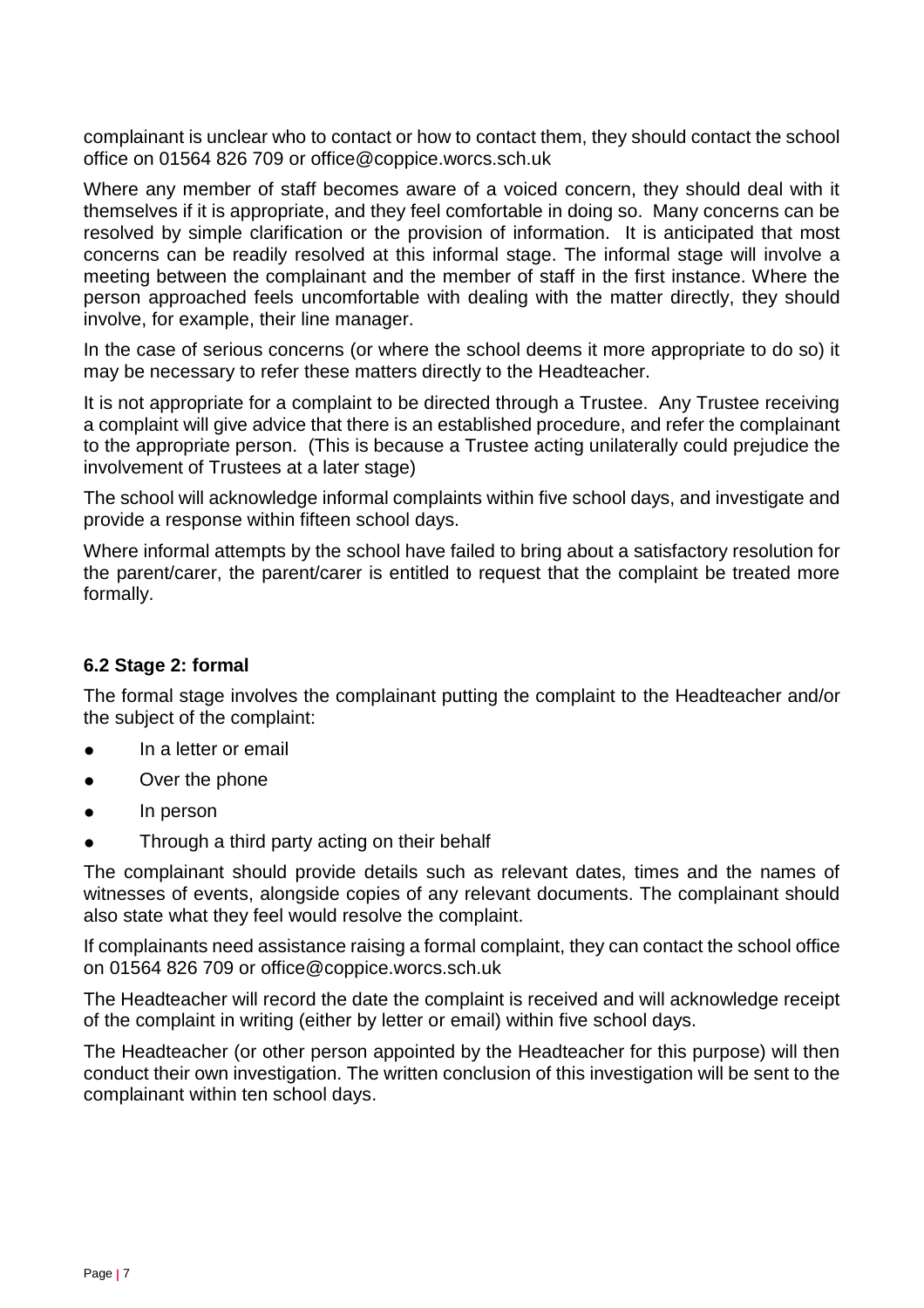complainant is unclear who to contact or how to contact them, they should contact the school office on 01564 826 709 or office@coppice.worcs.sch.uk

Where any member of staff becomes aware of a voiced concern, they should deal with it themselves if it is appropriate, and they feel comfortable in doing so. Many concerns can be resolved by simple clarification or the provision of information. It is anticipated that most concerns can be readily resolved at this informal stage. The informal stage will involve a meeting between the complainant and the member of staff in the first instance. Where the person approached feels uncomfortable with dealing with the matter directly, they should involve, for example, their line manager.

In the case of serious concerns (or where the school deems it more appropriate to do so) it may be necessary to refer these matters directly to the Headteacher.

It is not appropriate for a complaint to be directed through a Trustee. Any Trustee receiving a complaint will give advice that there is an established procedure, and refer the complainant to the appropriate person. (This is because a Trustee acting unilaterally could prejudice the involvement of Trustees at a later stage)

The school will acknowledge informal complaints within five school days, and investigate and provide a response within fifteen school days.

Where informal attempts by the school have failed to bring about a satisfactory resolution for the parent/carer, the parent/carer is entitled to request that the complaint be treated more formally.

### 6.2 Stage 2: formal

The formal stage involves the complainant putting the complaint to the Headteacher and/or the subject of the complaint:

- In a letter or email
- Over the phone
- In person
- Through a third party acting on their behalf

The complainant should provide details such as relevant dates, times and the names of witnesses of events, alongside copies of any relevant documents. The complainant should also state what they feel would resolve the complaint.

If complainants need assistance raising a formal complaint, they can contact the school office on 01564 826 709 or office@coppice.worcs.sch.uk

The Headteacher will record the date the complaint is received and will acknowledge receipt of the complaint in writing (either by letter or email) within five school days.

The Headteacher (or other person appointed by the Headteacher for this purpose) will then conduct their own investigation. The written conclusion of this investigation will be sent to the complainant within ten school days.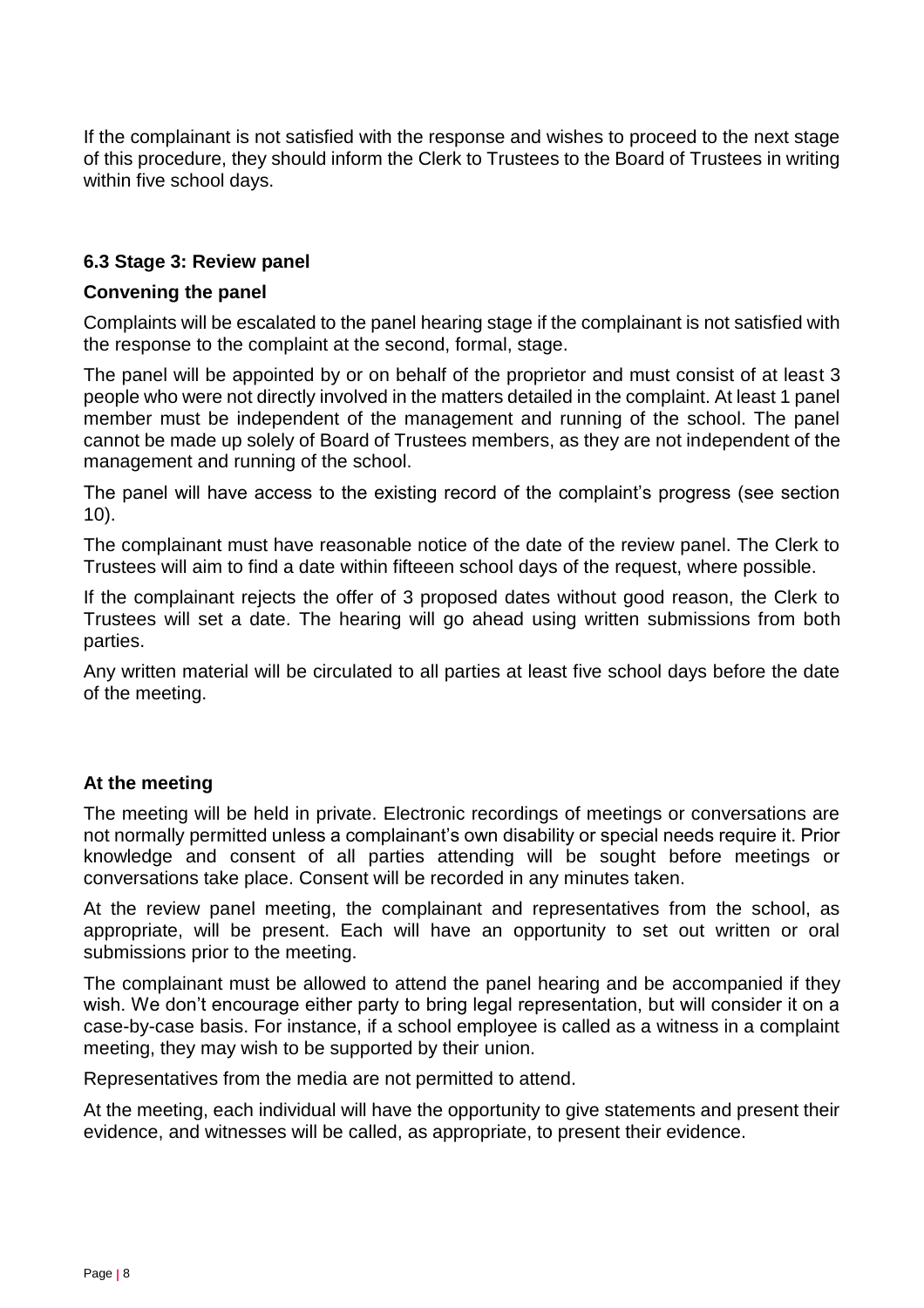If the complainant is not satisfied with the response and wishes to proceed to the next stage of this procedure, they should inform the Clerk to Trustees to the Board of Trustees in writing within five school days.

### 6.3 Stage 3: Review panel

#### Convening the panel

Complaints will be escalated to the panel hearing stage if the complainant is not satisfied with the response to the complaint at the second, formal, stage.

The panel will be appointed by or on behalf of the proprietor and must consist of at least 3 people who were not directly involved in the matters detailed in the complaint. At least 1 panel member must be independent of the management and running of the school. The panel cannot be made up solely of Board of Trustees members, as they are not independent of the management and running of the school.

The panel will have access to the existing record of the complaint's progress (see section 10).

The complainant must have reasonable notice of the date of the review panel. The Clerk to Trustees will aim to find a date within fifteeen school days of the request, where possible.

If the complainant rejects the offer of 3 proposed dates without good reason, the Clerk to Trustees will set a date. The hearing will go ahead using written submissions from both parties.

Any written material will be circulated to all parties at least five school days before the date of the meeting.

#### At the meeting

The meeting will be held in private. Electronic recordings of meetings or conversations are not normally permitted unless a complainant's own disability or special needs require it. Prior knowledge and consent of all parties attending will be sought before meetings or conversations take place. Consent will be recorded in any minutes taken.

At the review panel meeting, the complainant and representatives from the school, as appropriate, will be present. Each will have an opportunity to set out written or oral submissions prior to the meeting.

The complainant must be allowed to attend the panel hearing and be accompanied if they wish. We don't encourage either party to bring legal representation, but will consider it on a case-by-case basis. For instance, if a school employee is called as a witness in a complaint meeting, they may wish to be supported by their union.

Representatives from the media are not permitted to attend.

At the meeting, each individual will have the opportunity to give statements and present their evidence, and witnesses will be called, as appropriate, to present their evidence.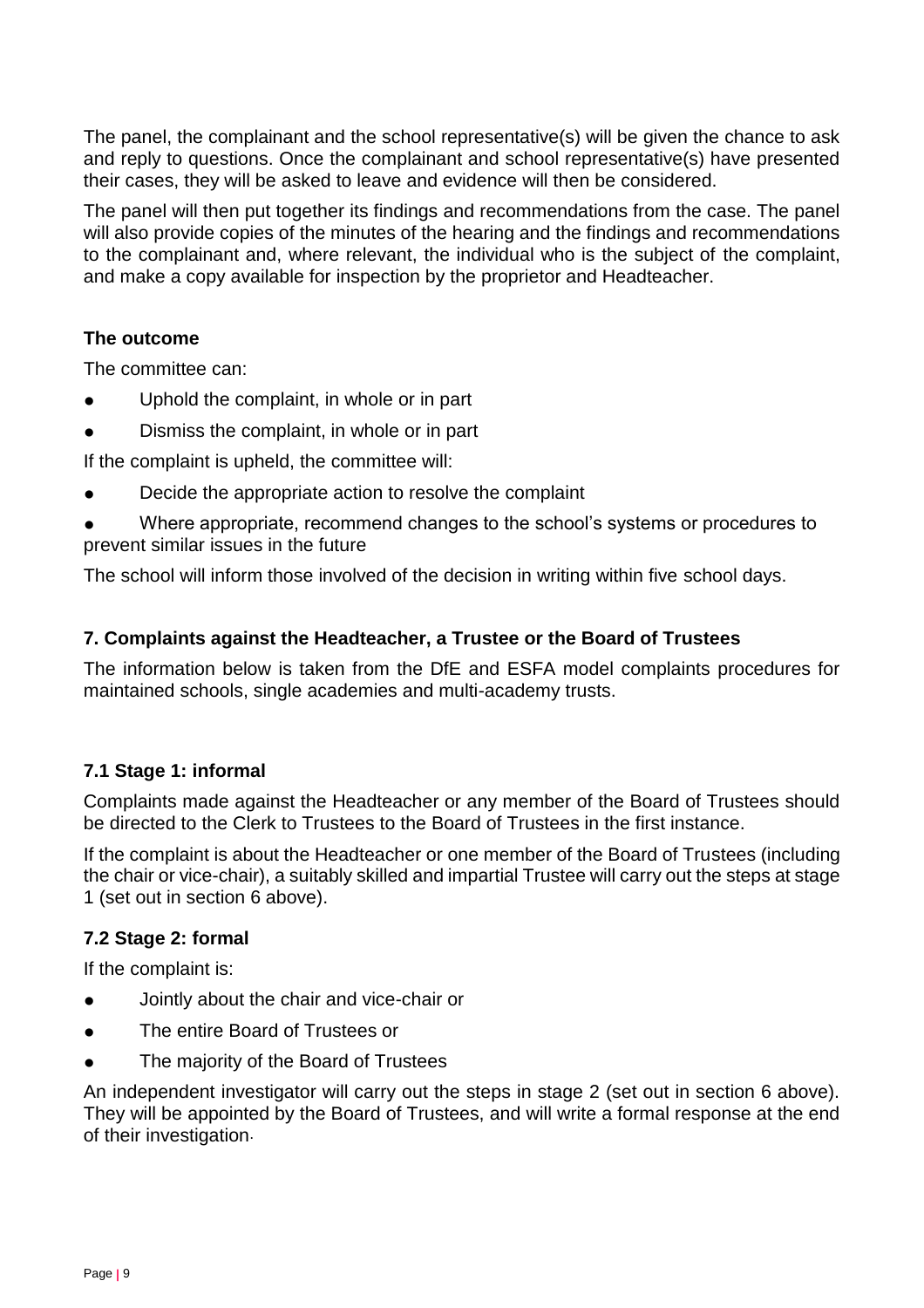The panel, the complainant and the school representative(s) will be given the chance to ask and reply to questions. Once the complainant and school representative(s) have presented their cases, they will be asked to leave and evidence will then be considered.

The panel will then put together its findings and recommendations from the case. The panel will also provide copies of the minutes of the hearing and the findings and recommendations to the complainant and, where relevant, the individual who is the subject of the complaint, and make a copy available for inspection by the proprietor and Headteacher.

**The outcome**

The committee can:

- Uphold the complaint, in whole or in part
- Dismiss the complaint, in whole or in part

If the complaint is upheld, the committee will:

- Decide the appropriate action to resolve the complaint
- Where appropriate, recommend changes to the school's systems or procedures to prevent similar issues in the future

The school will inform those involved of the decision in writing within five school days.

### 7. Complaints against the Headteacher, a Trustee or the Board of Trustees

The information below is taken from the DfE and ESFA model complaints procedures for maintained schools, single academies and multi-academy trusts.

#### 7.1 Stage 1: informal

Complaints made against the Headteacher or any member of the Board of Trustees should be directed to the Clerk to Trustees to the Board of Trustees in the first instance.

If the complaint is about the Headteacher or one member of the Board of Trustees (including the chair or vice-chair), a suitably skilled and impartial Trustee will carry out the steps at stage 1 (set out in section 6 above).

#### 7.2 Stage 2: formal

If the complaint is:

- Jointly about the chair and vice-chair or
- The entire Board of Trustees or
- The majority of the Board of Trustees

An independent investigator will carry out the steps in stage 2 (set out in section 6 above). They will be appointed by the Board of Trustees, and will write a formal response at the end of their investigation.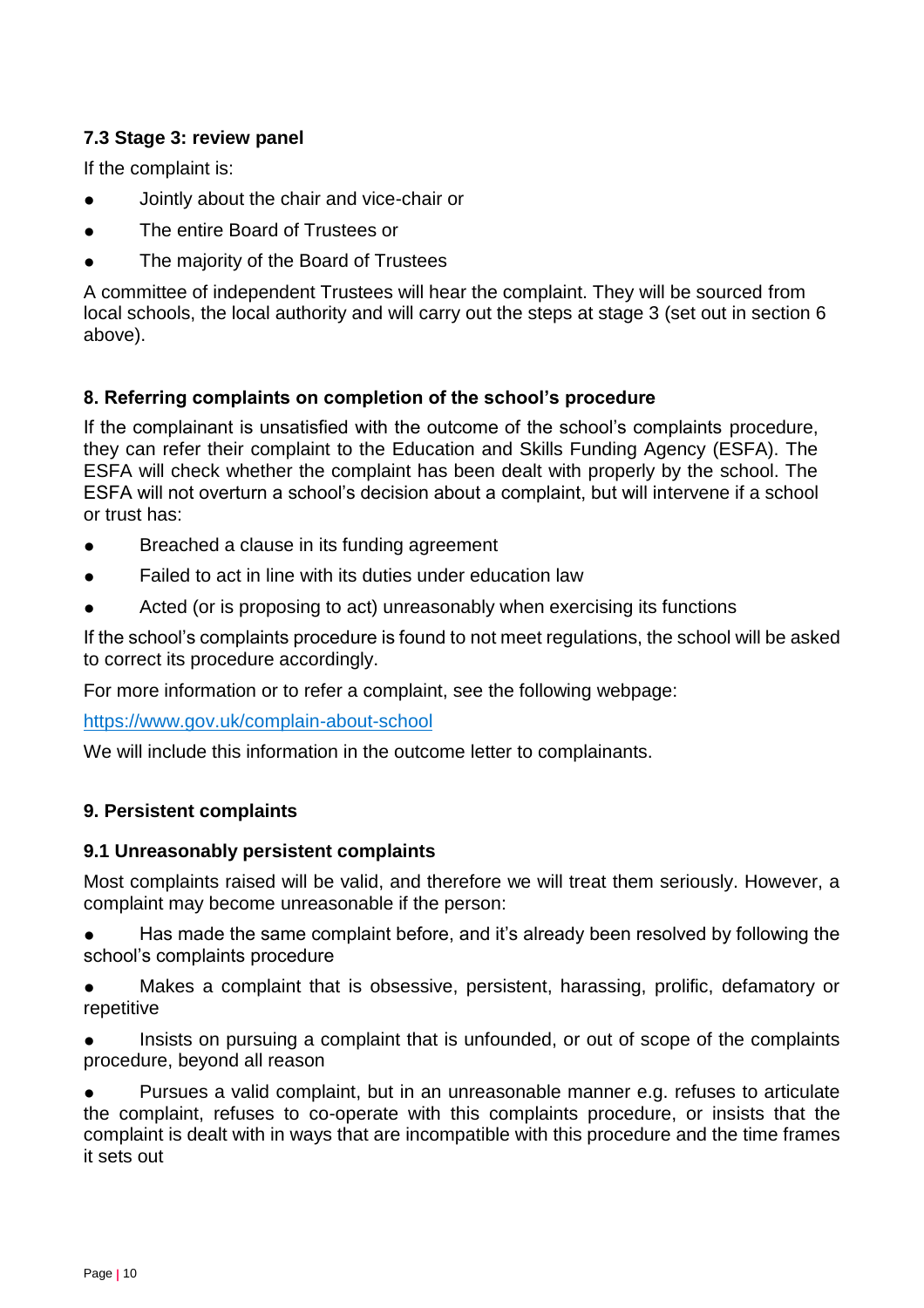### 7.3 Stage 3: review panel

If the complaint is:

- Jointly about the chair and vice-chair or
- The entire Board of Trustees or
- The majority of the Board of Trustees

A committee of independent Trustees will hear the complaint. They will be sourced from local schools, the local authority and will carry out the steps at stage 3 (set out in section 6 above).

## 8. Referring complaints on completion of the school's procedure

If the complainant is unsatisfied with the outcome of the school's complaints procedure, they can refer their complaint to the Education and Skills Funding Agency (ESFA). The ESFA will check whether the complaint has been dealt with properly by the school. The ESFA will not overturn a school's decision about a complaint, but will intervene if a school or trust has:

- Breached a clause in its funding agreement
- Failed to act in line with its duties under education law
- Acted (or is proposing to act) unreasonably when exercising its functions

If the school's complaints procedure is found to not meet regulations, the school will be asked to correct its procedure accordingly.

For more information or to refer a complaint, see the following webpage:

https://www.gov.uk/complain-about-school

We will include this information in the outcome letter to complainants.

## 9. Persistent complaints

### 9.1 Unreasonably persistent complaints

Most complaints raised will be valid, and therefore we will treat them seriously. However, a complaint may become unreasonable if the person:

- Has made the same complaint before, and it's already been resolved by following the school's complaints procedure
- Makes a complaint that is obsessive, persistent, harassing, prolific, defamatory or repetitive
- Insists on pursuing a complaint that is unfounded, or out of scope of the complaints procedure, beyond all reason
- Pursues a valid complaint, but in an unreasonable manner e.g. refuses to articulate the complaint, refuses to co-operate with this complaints procedure, or insists that the complaint is dealt with in ways that are incompatible with this procedure and the time frames it sets out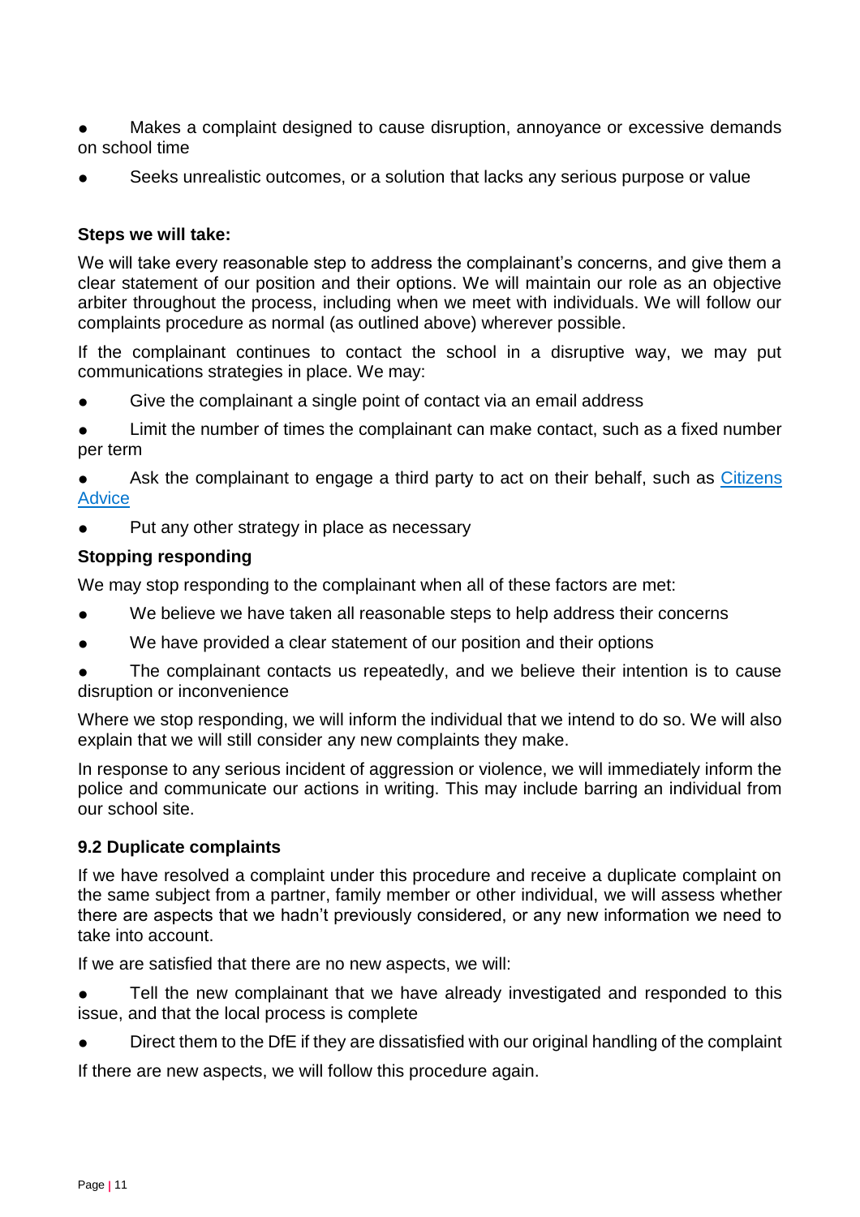- Makes a complaint designed to cause disruption, annoyance or excessive demands on school time
- Seeks unrealistic outcomes, or a solution that lacks any serious purpose or value

**Steps we will take:**

We will take every reasonable step to address the complainant's concerns, and give them a clear statement of our position and their options. We will maintain our role as an objective arbiter throughout the process, including when we meet with individuals. We will follow our complaints procedure as normal (as outlined above) wherever possible.

If the complainant continues to contact the school in a disruptive way, we may put communications strategies in place. We may:

- Give the complainant a single point of contact via an email address
- Limit the number of times the complainant can make contact, such as a fixed number per term
- Ask the complainant to engage a third party to act on their behalf, such as Citizens Advice
- Put any other strategy in place as necessary

**Stopping responding**

We may stop responding to the complainant when all of these factors are met:

- We believe we have taken all reasonable steps to help address their concerns
- We have provided a clear statement of our position and their options
- The complainant contacts us repeatedly, and we believe their intention is to cause disruption or inconvenience

Where we stop responding, we will inform the individual that we intend to do so. We will also explain that we will still consider any new complaints they make.

In response to any serious incident of aggression or violence, we will immediately inform the police and communicate our actions in writing. This may include barring an individual from our school site.

### 9.2 Duplicate complaints

If we have resolved a complaint under this procedure and receive a duplicate complaint on the same subject from a partner, family member or other individual, we will assess whether there are aspects that we hadn't previously considered, or any new information we need to take into account.

If we are satisfied that there are no new aspects, we will:

- Tell the new complainant that we have already investigated and responded to this issue, and that the local process is complete
- Direct them to the DfE if they are dissatisfied with our original handling of the complaint

If there are new aspects, we will follow this procedure again.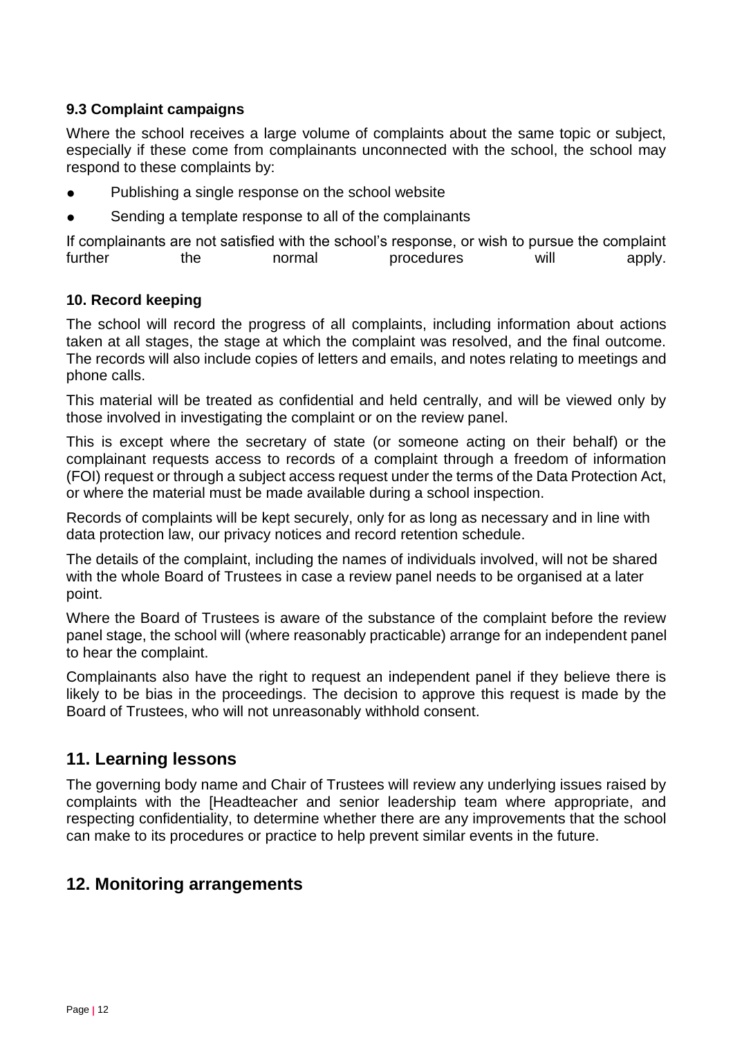### 9.3 Complaint campaigns

Where the school receives a large volume of complaints about the same topic or subject, especially if these come from complainants unconnected with the school, the school may respond to these complaints by:

- Publishing a single response on the school website
- Sending a template response to all of the complainants

If complainants are not satisfied with the school's response, or wish to pursue the complaint further the normal procedures will apply.

### 10. Record keeping

The school will record the progress of all complaints, including information about actions taken at all stages, the stage at which the complaint was resolved, and the final outcome. The records will also include copies of letters and emails, and notes relating to meetings and phone calls.

This material will be treated as confidential and held centrally, and will be viewed only by those involved in investigating the complaint or on the review panel.

This is except where the secretary of state (or someone acting on their behalf) or the complainant requests access to records of a complaint through a freedom of information (FOI) request or through a subject access request under the terms of the Data Protection Act, or where the material must be made available during a school inspection.

Records of complaints will be kept securely, only for as long as necessary and in line with data protection law, our privacy notices and record retention schedule.

The details of the complaint, including the names of individuals involved, will not be shared with the whole Board of Trustees in case a review panel needs to be organised at a later point.

Where the Board of Trustees is aware of the substance of the complaint before the review panel stage, the school will (where reasonably practicable) arrange for an independent panel to hear the complaint.

Complainants also have the right to request an independent panel if they believe there is likely to be bias in the proceedings. The decision to approve this request is made by the Board of Trustees, who will not unreasonably withhold consent.

## 11. Learning lessons

The governing body name and Chair of Trustees will review any underlying issues raised by complaints with the [Headteacher and senior leadership team where appropriate, and respecting confidentiality, to determine whether there are any improvements that the school can make to its procedures or practice to help prevent similar events in the future.

## 12. Monitoring arrangements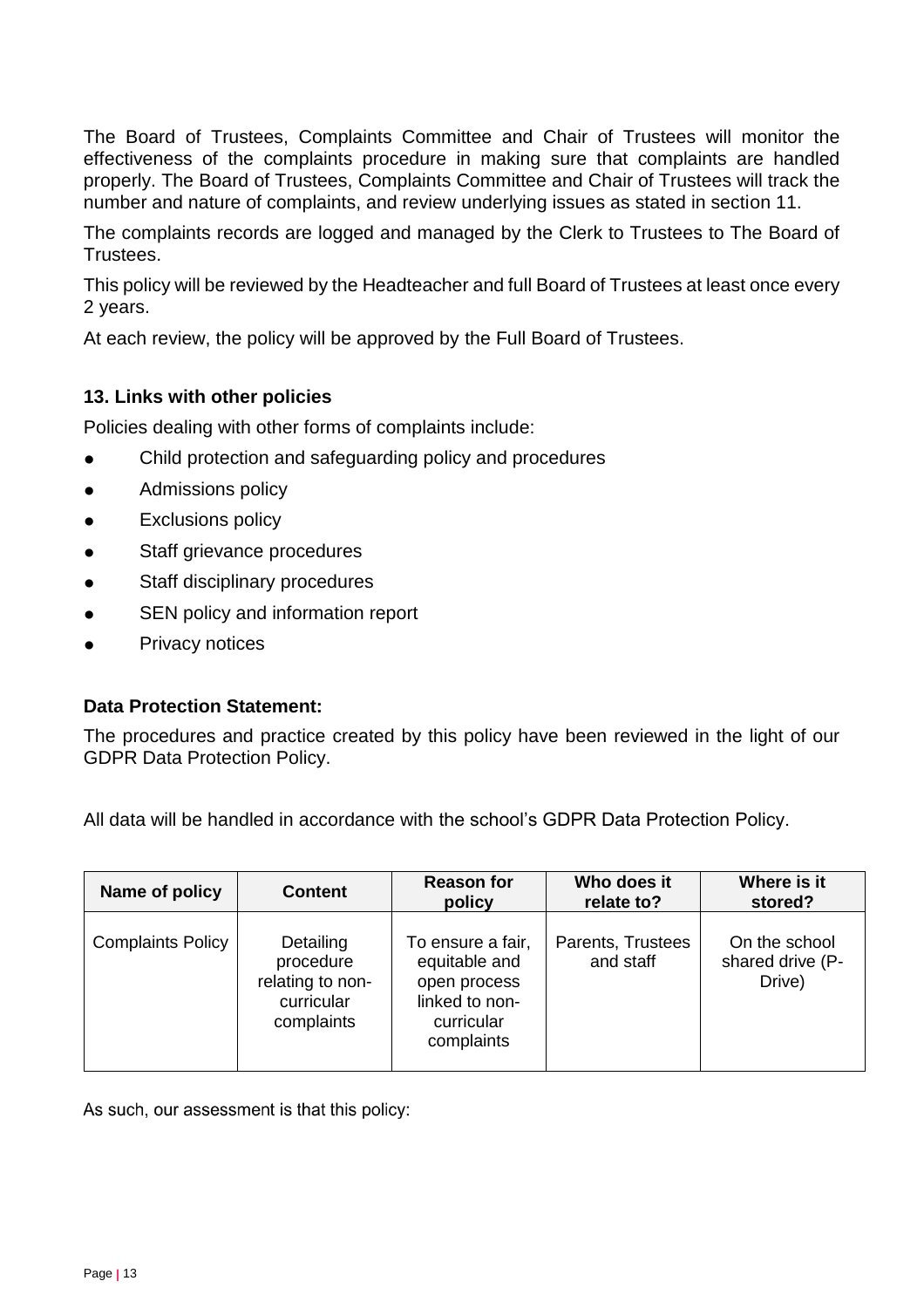The Board of Trustees, Complaints Committee and Chair of Trustees will monitor the effectiveness of the complaints procedure in making sure that complaints are handled properly. The Board of Trustees, Complaints Committee and Chair of Trustees will track the number and nature of complaints, and review underlying issues as stated in section 11.

The complaints records are logged and managed by the Clerk to Trustees to The Board of Trustees.

This policy will be reviewed by the Headteacher and full Board of Trustees at least once every 2 years.

At each review, the policy will be approved by the Full Board of Trustees.

### 13. Links with other policies

Policies dealing with other forms of complaints include:

- Child protection and safeguarding policy and procedures
- Admissions policy
- Exclusions policy
- Staff grievance procedures
- Staff disciplinary procedures
- SEN policy and information report
- Privacy notices

### Data Protection Statement:

The procedures and practice created by this policy have been reviewed in the light of our GDPR Data Protection Policy.

All data will be handled in accordance with the school's GDPR Data Protection Policy.

| Name of policy | Content | Reason for policy | Who does it relate to? | Where is it stored? |
|---|---|---|---|---|
| Complaints Policy | Detailing procedure relating to non-curricular complaints | To ensure a fair, equitable and open process linked to non-curricular complaints | Parents, Trustees and staff | On the school shared drive (P-Drive) |

As such, our assessment is that this policy: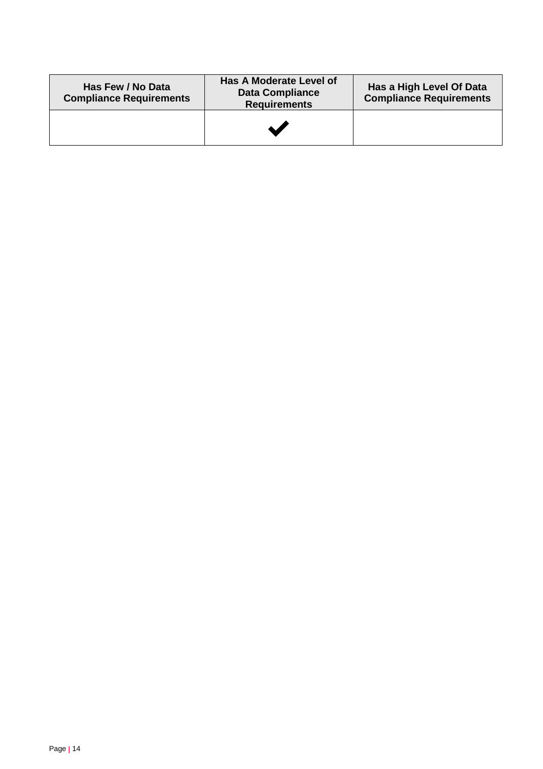| Has Few / No Data Compliance Requirements | Has A Moderate Level of Data Compliance Requirements | Has a High Level Of Data Compliance Requirements |
|---|---|---|
| | ✔ | |